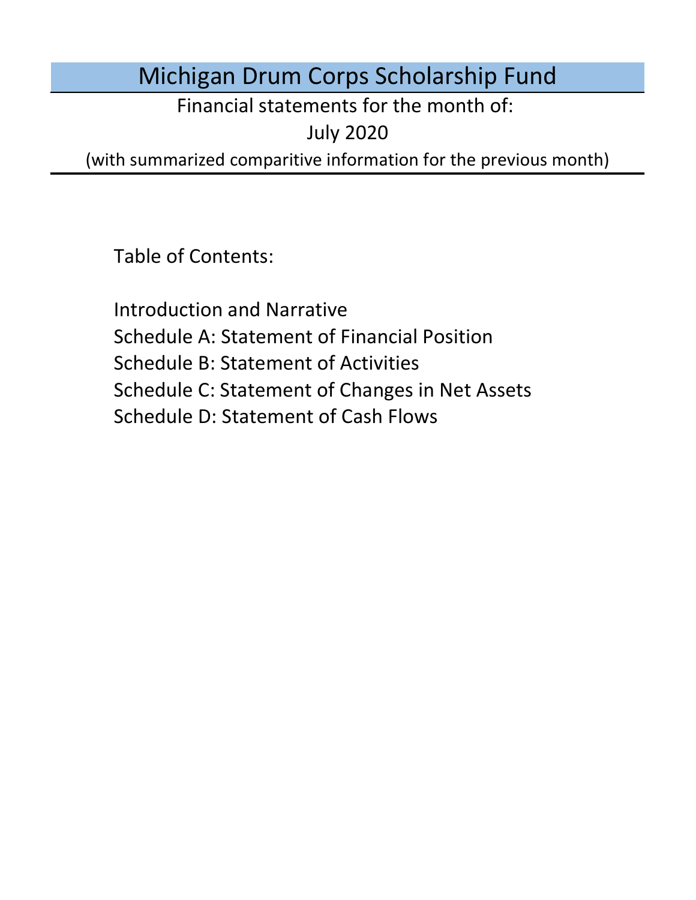# Michigan Drum Corps Scholarship Fund

Financial statements for the month of:

July 2020

(with summarized comparitive information for the previous month)

Table of Contents:

- Introduction and Narrative
- Schedule A: Statement of Financial Position
- Schedule B: Statement of Activities
- Schedule C: Statement of Changes in Net Assets
- Schedule D: Statement of Cash Flows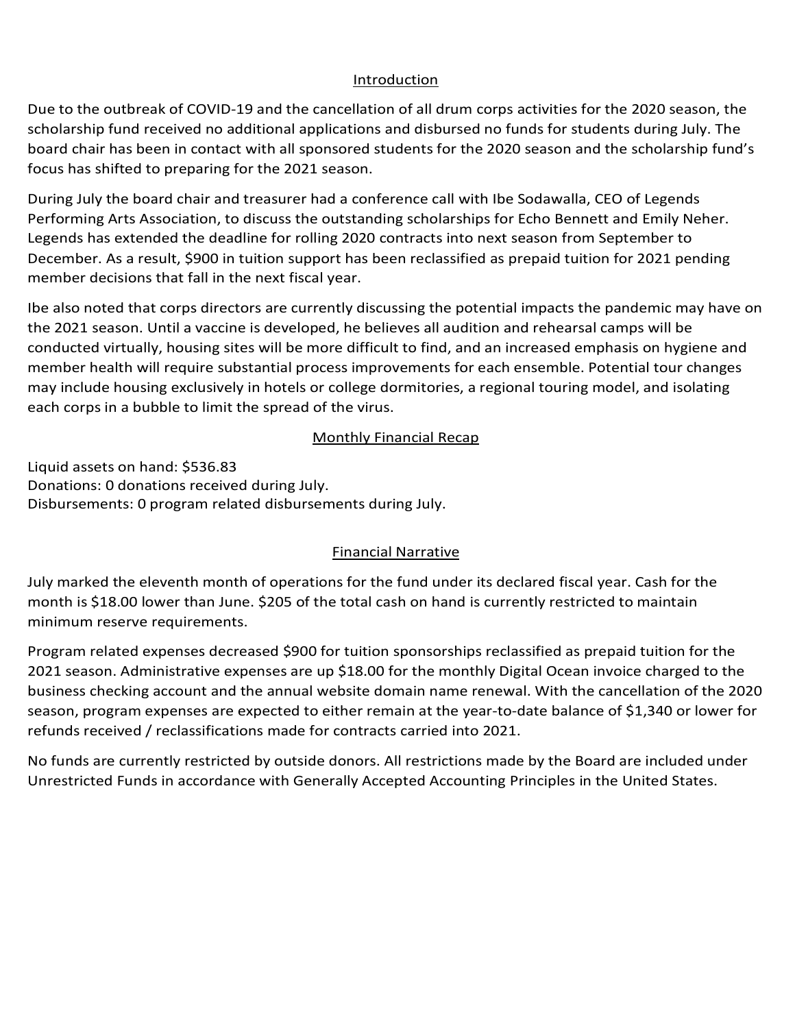## Introduction

Due to the outbreak of COVID-19 and the cancellation of all drum corps activities for the 2020 season, the scholarship fund received no additional applications and disbursed no funds for students during July. The board chair has been in contact with all sponsored students for the 2020 season and the scholarship fund's focus has shifted to preparing for the 2021 season.

During July the board chair and treasurer had a conference call with Ibe Sodawalla, CEO of Legends Performing Arts Association, to discuss the outstanding scholarships for Echo Bennett and Emily Neher. Legends has extended the deadline for rolling 2020 contracts into next season from September to December. As a result, $900 in tuition support has been reclassified as prepaid tuition for 2021 pending member decisions that fall in the next fiscal year.

Ibe also noted that corps directors are currently discussing the potential impacts the pandemic may have on the 2021 season. Until a vaccine is developed, he believes all audition and rehearsal camps will be conducted virtually, housing sites will be more difficult to find, and an increased emphasis on hygiene and member health will require substantial process improvements for each ensemble. Potential tour changes may include housing exclusively in hotels or college dormitories, a regional touring model, and isolating each corps in a bubble to limit the spread of the virus.

## Monthly Financial Recap

Liquid assets on hand: $536.83
Donations: 0 donations received during July.
Disbursements: 0 program related disbursements during July.

## Financial Narrative

July marked the eleventh month of operations for the fund under its declared fiscal year. Cash for the month is $18.00 lower than June. $205 of the total cash on hand is currently restricted to maintain minimum reserve requirements.

Program related expenses decreased $900 for tuition sponsorships reclassified as prepaid tuition for the 2021 season. Administrative expenses are up $18.00 for the monthly Digital Ocean invoice charged to the business checking account and the annual website domain name renewal. With the cancellation of the 2020 season, program expenses are expected to either remain at the year-to-date balance of $1,340 or lower for refunds received / reclassifications made for contracts carried into 2021.

No funds are currently restricted by outside donors. All restrictions made by the Board are included under Unrestricted Funds in accordance with Generally Accepted Accounting Principles in the United States.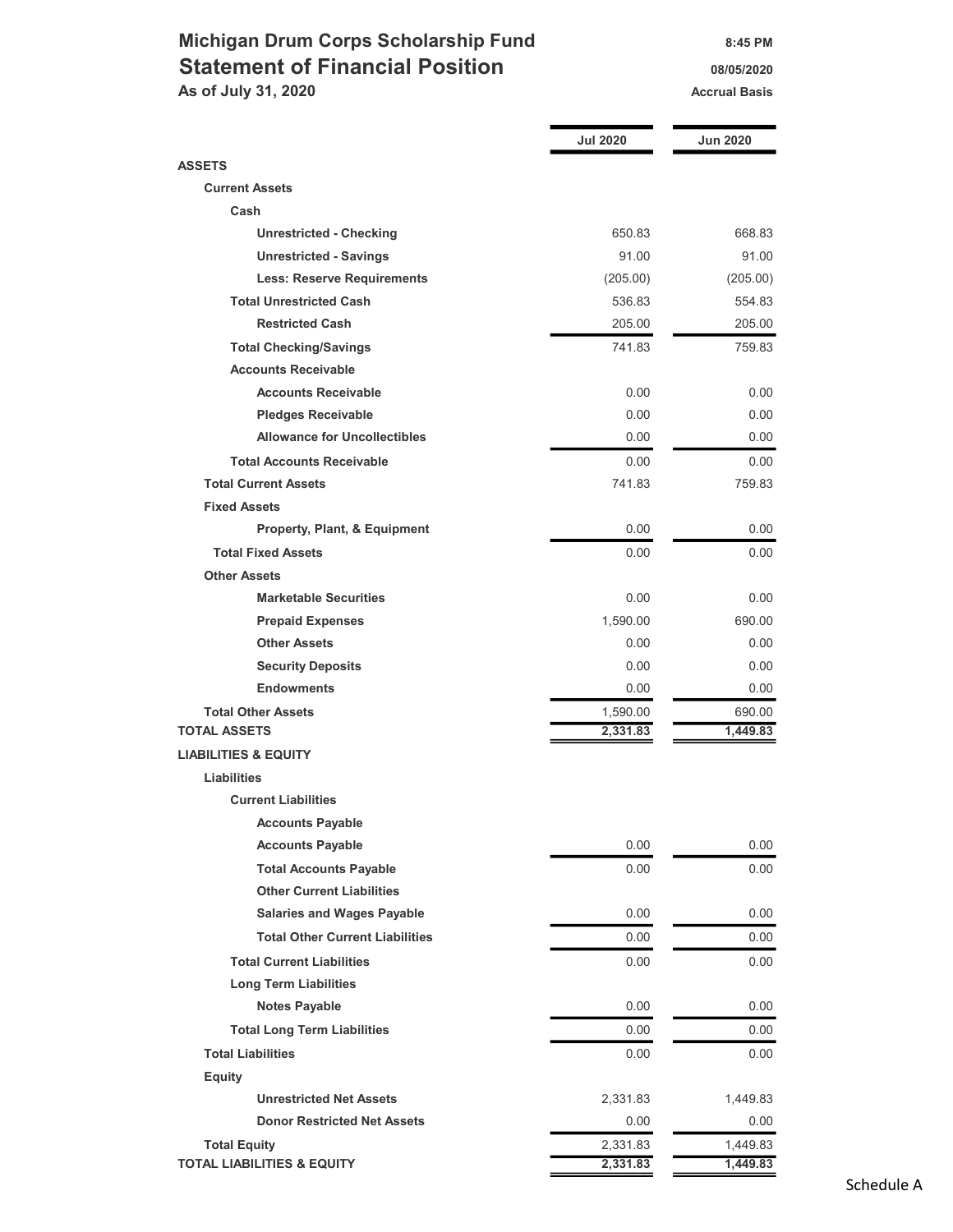# Michigan Drum Corps Scholarship Fund

## Statement of Financial Position

**As of July 31, 2020**

8:45 PM
08/05/2020
Accrual Basis

| | Jul 2020 | Jun 2020 |
|---|---|---|
| **ASSETS** | | |
| **Current Assets** | | |
| **Cash** | | |
| **Unrestricted - Checking** | 650.83 | 668.83 |
| **Unrestricted - Savings** | 91.00 | 91.00 |
| **Less: Reserve Requirements** | (205.00) | (205.00) |
| **Total Unrestricted Cash** | 536.83 | 554.83 |
| **Restricted Cash** | 205.00 | 205.00 |
| **Total Checking/Savings** | 741.83 | 759.83 |
| **Accounts Receivable** | | |
| **Accounts Receivable** | 0.00 | 0.00 |
| **Pledges Receivable** | 0.00 | 0.00 |
| **Allowance for Uncollectibles** | 0.00 | 0.00 |
| **Total Accounts Receivable** | 0.00 | 0.00 |
| **Total Current Assets** | 741.83 | 759.83 |
| **Fixed Assets** | | |
| **Property, Plant, & Equipment** | 0.00 | 0.00 |
| **Total Fixed Assets** | 0.00 | 0.00 |
| **Other Assets** | | |
| **Marketable Securities** | 0.00 | 0.00 |
| **Prepaid Expenses** | 1,590.00 | 690.00 |
| **Other Assets** | 0.00 | 0.00 |
| **Security Deposits** | 0.00 | 0.00 |
| **Endowments** | 0.00 | 0.00 |
| **Total Other Assets** | 1,590.00 | 690.00 |
| **TOTAL ASSETS** | **2,331.83** | **1,449.83** |
| **LIABILITIES & EQUITY** | | |
| **Liabilities** | | |
| **Current Liabilities** | | |
| **Accounts Payable** | | |
| **Accounts Payable** | 0.00 | 0.00 |
| **Total Accounts Payable** | 0.00 | 0.00 |
| **Other Current Liabilities** | | |
| **Salaries and Wages Payable** | 0.00 | 0.00 |
| **Total Other Current Liabilities** | 0.00 | 0.00 |
| **Total Current Liabilities** | 0.00 | 0.00 |
| **Long Term Liabilities** | | |
| **Notes Payable** | 0.00 | 0.00 |
| **Total Long Term Liabilities** | 0.00 | 0.00 |
| **Total Liabilities** | 0.00 | 0.00 |
| **Equity** | | |
| **Unrestricted Net Assets** | 2,331.83 | 1,449.83 |
| **Donor Restricted Net Assets** | 0.00 | 0.00 |
| **Total Equity** | 2,331.83 | 1,449.83 |
| **TOTAL LIABILITIES & EQUITY** | **2,331.83** | **1,449.83** |

Schedule A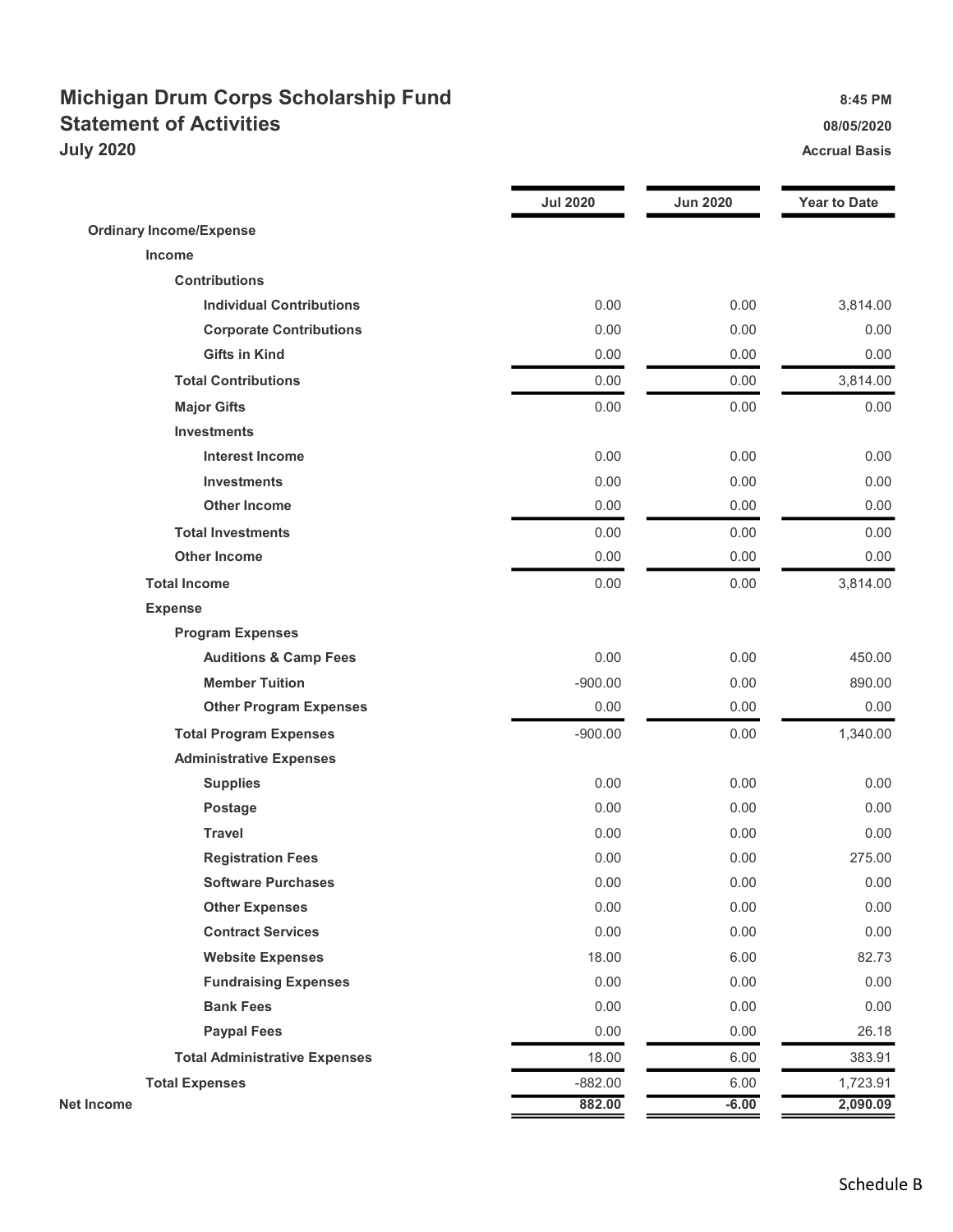# Michigan Drum Corps Scholarship Fund

## Statement of Activities

### July 2020

8:45 PM
08/05/2020
Accrual Basis

| | Jul 2020 | Jun 2020 | Year to Date |
|---|---|---|---|
| **Ordinary Income/Expense** | | | |
| **Income** | | | |
| **Contributions** | | | |
| **Individual Contributions** | 0.00 | 0.00 | 3,814.00 |
| **Corporate Contributions** | 0.00 | 0.00 | 0.00 |
| **Gifts in Kind** | 0.00 | 0.00 | 0.00 |
| **Total Contributions** | 0.00 | 0.00 | 3,814.00 |
| **Major Gifts** | 0.00 | 0.00 | 0.00 |
| **Investments** | | | |
| **Interest Income** | 0.00 | 0.00 | 0.00 |
| **Investments** | 0.00 | 0.00 | 0.00 |
| **Other Income** | 0.00 | 0.00 | 0.00 |
| **Total Investments** | 0.00 | 0.00 | 0.00 |
| **Other Income** | 0.00 | 0.00 | 0.00 |
| **Total Income** | 0.00 | 0.00 | 3,814.00 |
| **Expense** | | | |
| **Program Expenses** | | | |
| **Auditions & Camp Fees** | 0.00 | 0.00 | 450.00 |
| **Member Tuition** | -900.00 | 0.00 | 890.00 |
| **Other Program Expenses** | 0.00 | 0.00 | 0.00 |
| **Total Program Expenses** | -900.00 | 0.00 | 1,340.00 |
| **Administrative Expenses** | | | |
| **Supplies** | 0.00 | 0.00 | 0.00 |
| **Postage** | 0.00 | 0.00 | 0.00 |
| **Travel** | 0.00 | 0.00 | 0.00 |
| **Registration Fees** | 0.00 | 0.00 | 275.00 |
| **Software Purchases** | 0.00 | 0.00 | 0.00 |
| **Other Expenses** | 0.00 | 0.00 | 0.00 |
| **Contract Services** | 0.00 | 0.00 | 0.00 |
| **Website Expenses** | 18.00 | 6.00 | 82.73 |
| **Fundraising Expenses** | 0.00 | 0.00 | 0.00 |
| **Bank Fees** | 0.00 | 0.00 | 0.00 |
| **Paypal Fees** | 0.00 | 0.00 | 26.18 |
| **Total Administrative Expenses** | 18.00 | 6.00 | 383.91 |
| **Total Expenses** | -882.00 | 6.00 | 1,723.91 |
| **Net Income** | **882.00** | **-6.00** | **2,090.09** |

Schedule B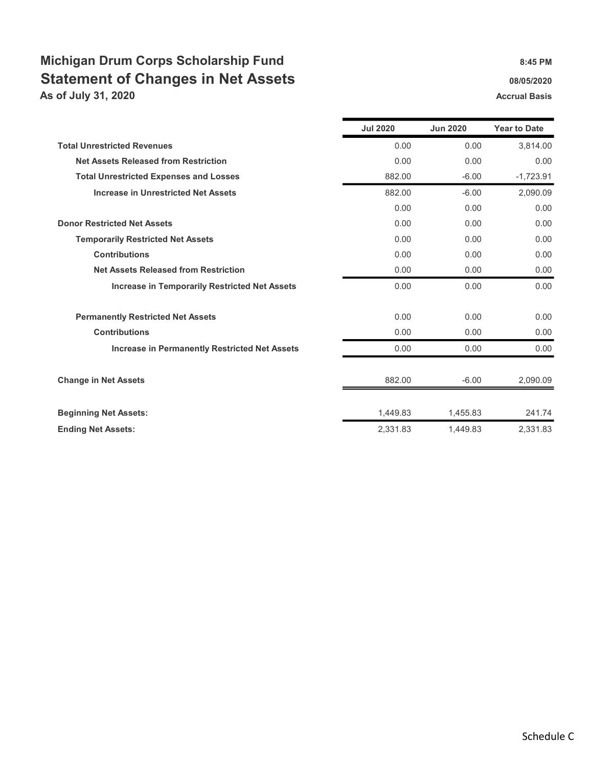# Michigan Drum Corps Scholarship Fund

## Statement of Changes in Net Assets

### As of July 31, 2020

8:45 PM
08/05/2020
Accrual Basis

| | Jul 2020 | Jun 2020 | Year to Date |
|---|---|---|---|
| **Total Unrestricted Revenues** | 0.00 | 0.00 | 3,814.00 |
| **Net Assets Released from Restriction** | 0.00 | 0.00 | 0.00 |
| **Total Unrestricted Expenses and Losses** | 882.00 | -6.00 | -1,723.91 |
| **Increase in Unrestricted Net Assets** | 882.00 | -6.00 | 2,090.09 |
| | 0.00 | 0.00 | 0.00 |
| **Donor Restricted Net Assets** | 0.00 | 0.00 | 0.00 |
| **Temporarily Restricted Net Assets** | 0.00 | 0.00 | 0.00 |
| **Contributions** | 0.00 | 0.00 | 0.00 |
| **Net Assets Released from Restriction** | 0.00 | 0.00 | 0.00 |
| **Increase in Temporarily Restricted Net Assets** | 0.00 | 0.00 | 0.00 |
| **Permanently Restricted Net Assets** | 0.00 | 0.00 | 0.00 |
| **Contributions** | 0.00 | 0.00 | 0.00 |
| **Increase in Permanently Restricted Net Assets** | 0.00 | 0.00 | 0.00 |
| **Change in Net Assets** | 882.00 | -6.00 | 2,090.09 |
| **Beginning Net Assets:** | 1,449.83 | 1,455.83 | 241.74 |
| **Ending Net Assets:** | 2,331.83 | 1,449.83 | 2,331.83 |

Schedule C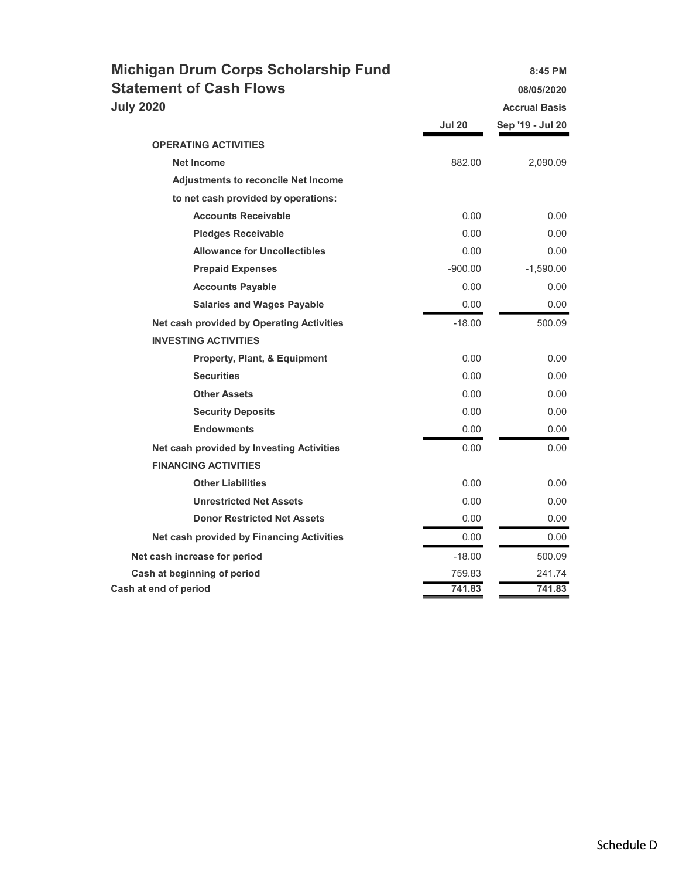# Michigan Drum Corps Scholarship Fund

## Statement of Cash Flows

### July 2020

8:45 PM
08/05/2020
Accrual Basis

| | Jul 20 | Sep '19 - Jul 20 |
|---|---|---|
| **OPERATING ACTIVITIES** | | |
| **Net Income** | 882.00 | 2,090.09 |
| **Adjustments to reconcile Net Income to net cash provided by operations:** | | |
| **Accounts Receivable** | 0.00 | 0.00 |
| **Pledges Receivable** | 0.00 | 0.00 |
| **Allowance for Uncollectibles** | 0.00 | 0.00 |
| **Prepaid Expenses** | -900.00 | -1,590.00 |
| **Accounts Payable** | 0.00 | 0.00 |
| **Salaries and Wages Payable** | 0.00 | 0.00 |
| **Net cash provided by Operating Activities** | -18.00 | 500.09 |
| **INVESTING ACTIVITIES** | | |
| **Property, Plant, & Equipment** | 0.00 | 0.00 |
| **Securities** | 0.00 | 0.00 |
| **Other Assets** | 0.00 | 0.00 |
| **Security Deposits** | 0.00 | 0.00 |
| **Endowments** | 0.00 | 0.00 |
| **Net cash provided by Investing Activities** | 0.00 | 0.00 |
| **FINANCING ACTIVITIES** | | |
| **Other Liabilities** | 0.00 | 0.00 |
| **Unrestricted Net Assets** | 0.00 | 0.00 |
| **Donor Restricted Net Assets** | 0.00 | 0.00 |
| **Net cash provided by Financing Activities** | 0.00 | 0.00 |
| **Net cash increase for period** | -18.00 | 500.09 |
| **Cash at beginning of period** | 759.83 | 241.74 |
| **Cash at end of period** | **741.83** | **741.83** |

Schedule D